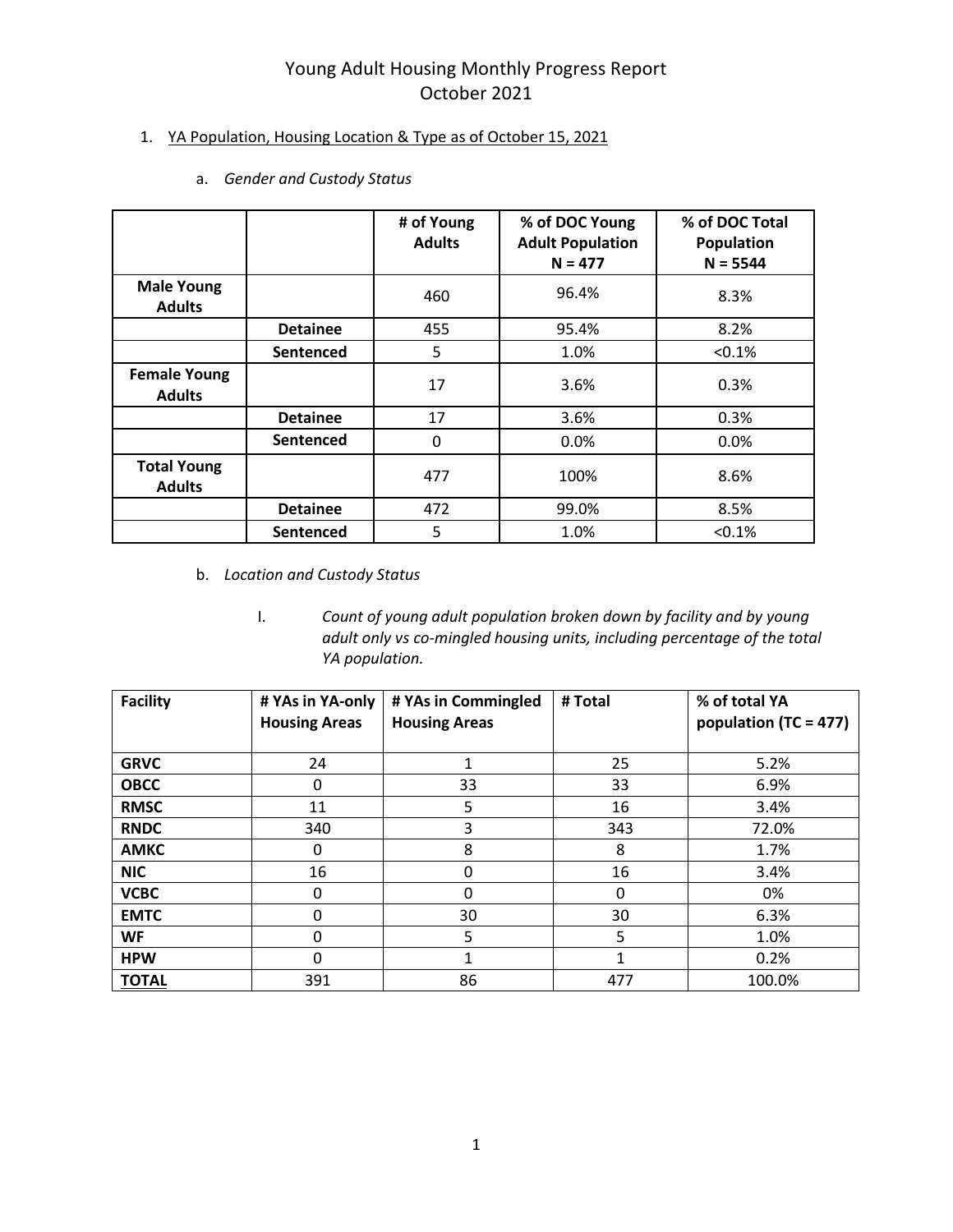# Young Adult Housing Monthly Progress Report
# October 2021

1. YA Population, Housing Location & Type as of October 15, 2021

   a. *Gender and Custody Status*

| | | # of Young Adults | % of DOC Young Adult Population N = 477 | % of DOC Total Population N = 5544 |
|---|---|---|---|---|
| **Male Young Adults** | | 460 | 96.4% | 8.3% |
| | **Detainee** | 455 | 95.4% | 8.2% |
| | **Sentenced** | 5 | 1.0% | <0.1% |
| **Female Young Adults** | | 17 | 3.6% | 0.3% |
| | **Detainee** | 17 | 3.6% | 0.3% |
| | **Sentenced** | 0 | 0.0% | 0.0% |
| **Total Young Adults** | | 477 | 100% | 8.6% |
| | **Detainee** | 472 | 99.0% | 8.5% |
| | **Sentenced** | 5 | 1.0% | <0.1% |

   b. *Location and Custody Status*

      I. *Count of young adult population broken down by facility and by young adult only vs co-mingled housing units, including percentage of the total YA population.*

| Facility | # YAs in YA-only Housing Areas | # YAs in Commingled Housing Areas | # Total | % of total YA population (TC = 477) |
|---|---|---|---|---|
| **GRVC** | 24 | 1 | 25 | 5.2% |
| **OBCC** | 0 | 33 | 33 | 6.9% |
| **RMSC** | 11 | 5 | 16 | 3.4% |
| **RNDC** | 340 | 3 | 343 | 72.0% |
| **AMKC** | 0 | 8 | 8 | 1.7% |
| **NIC** | 16 | 0 | 16 | 3.4% |
| **VCBC** | 0 | 0 | 0 | 0% |
| **EMTC** | 0 | 30 | 30 | 6.3% |
| **WF** | 0 | 5 | 5 | 1.0% |
| **HPW** | 0 | 1 | 1 | 0.2% |
| **TOTAL** | 391 | 86 | 477 | 100.0% |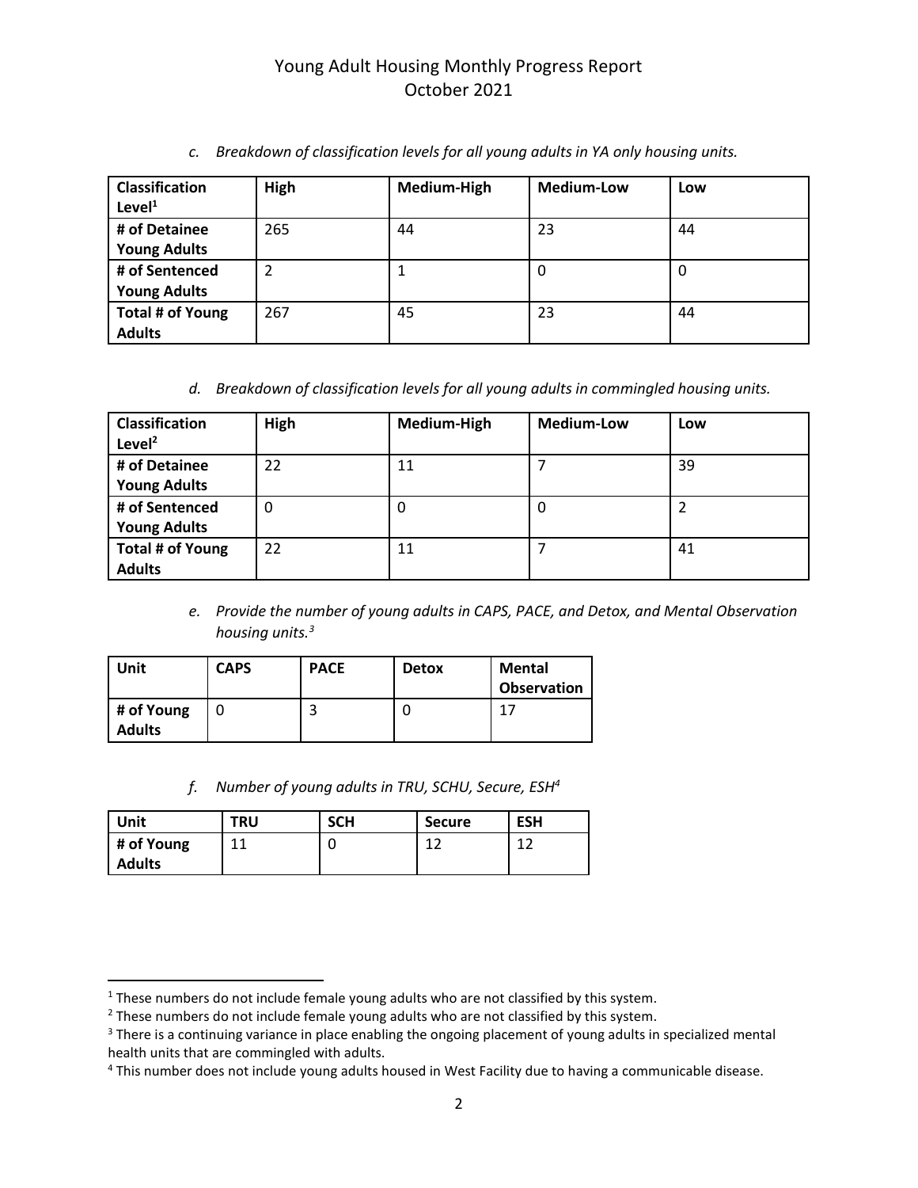*c. Breakdown of classification levels for all young adults in YA only housing units.*

| Classification Level[1] | High | Medium-High | Medium-Low | Low |
|---|---|---|---|---|
| **# of Detainee Young Adults** | 265 | 44 | 23 | 44 |
| **# of Sentenced Young Adults** | 2 | 1 | 0 | 0 |
| **Total # of Young Adults** | 267 | 45 | 23 | 44 |

*d. Breakdown of classification levels for all young adults in commingled housing units.*

| Classification Level[2] | High | Medium-High | Medium-Low | Low |
|---|---|---|---|---|
| **# of Detainee Young Adults** | 22 | 11 | 7 | 39 |
| **# of Sentenced Young Adults** | 0 | 0 | 0 | 2 |
| **Total # of Young Adults** | 22 | 11 | 7 | 41 |

*e. Provide the number of young adults in CAPS, PACE, and Detox, and Mental Observation housing units.[3]*

| Unit | CAPS | PACE | Detox | Mental Observation |
|---|---|---|---|---|
| **# of Young Adults** | 0 | 3 | 0 | 17 |

*f. Number of young adults in TRU, SCHU, Secure, ESH[4]*

| Unit | TRU | SCH | Secure | ESH |
|---|---|---|---|---|
| **# of Young Adults** | 11 | 0 | 12 | 12 |

[1] These numbers do not include female young adults who are not classified by this system.

[2] These numbers do not include female young adults who are not classified by this system.

[3] There is a continuing variance in place enabling the ongoing placement of young adults in specialized mental health units that are commingled with adults.

[4] This number does not include young adults housed in West Facility due to having a communicable disease.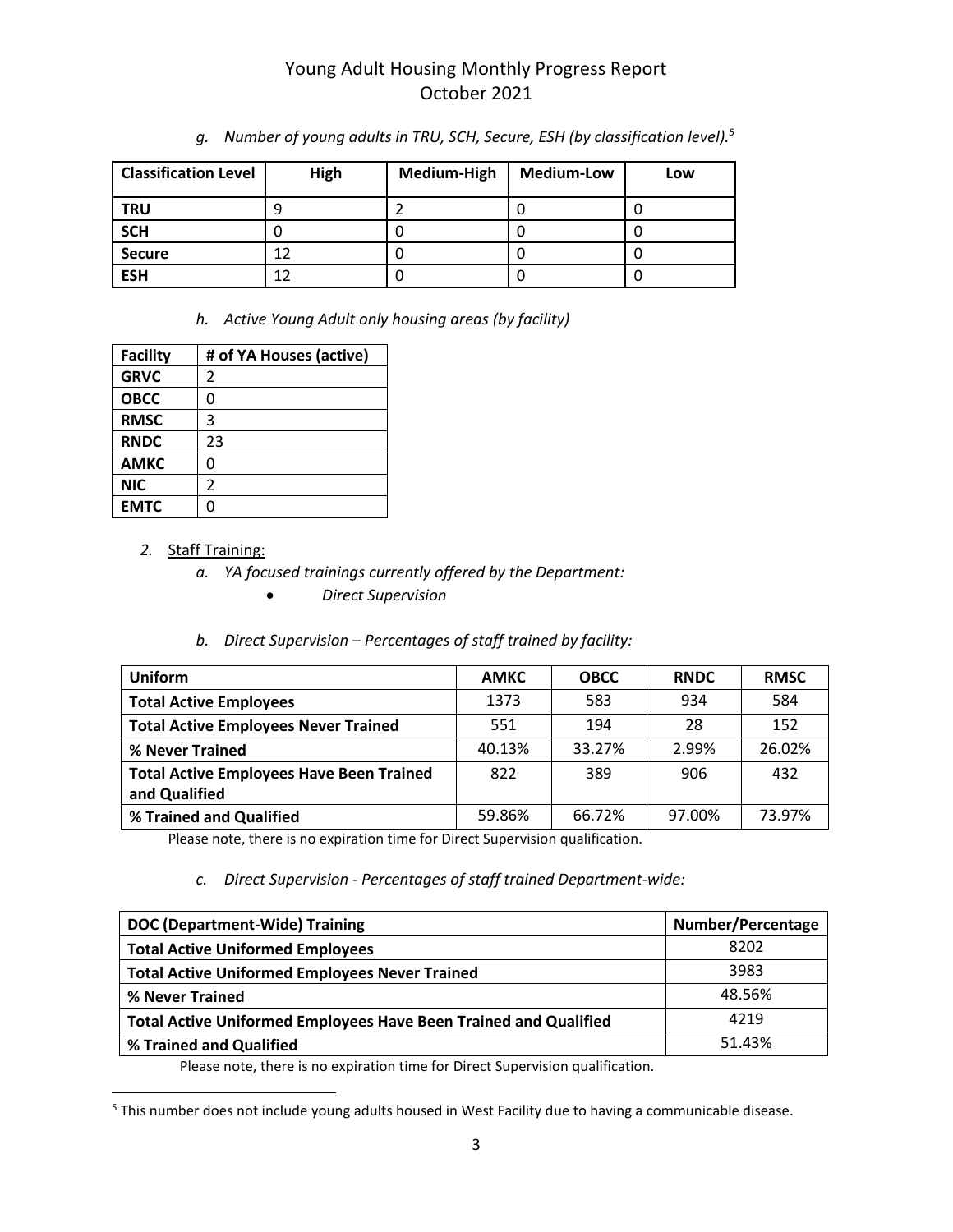*g. Number of young adults in TRU, SCH, Secure, ESH (by classification level).*[5]

| Classification Level | High | Medium-High | Medium-Low | Low |
|---|---|---|---|---|
| **TRU** | 9 | 2 | 0 | 0 |
| **SCH** | 0 | 0 | 0 | 0 |
| **Secure** | 12 | 0 | 0 | 0 |
| **ESH** | 12 | 0 | 0 | 0 |

*h. Active Young Adult only housing areas (by facility)*

| Facility | # of YA Houses (active) |
|---|---|
| **GRVC** | 2 |
| **OBCC** | 0 |
| **RMSC** | 3 |
| **RNDC** | 23 |
| **AMKC** | 0 |
| **NIC** | 2 |
| **EMTC** | 0 |

2. Staff Training:
   - *a. YA focused trainings currently offered by the Department:*
     - *Direct Supervision*
   - *b. Direct Supervision – Percentages of staff trained by facility:*

| Uniform | AMKC | OBCC | RNDC | RMSC |
|---|---|---|---|---|
| **Total Active Employees** | 1373 | 583 | 934 | 584 |
| **Total Active Employees Never Trained** | 551 | 194 | 28 | 152 |
| **% Never Trained** | 40.13% | 33.27% | 2.99% | 26.02% |
| **Total Active Employees Have Been Trained and Qualified** | 822 | 389 | 906 | 432 |
| **% Trained and Qualified** | 59.86% | 66.72% | 97.00% | 73.97% |

Please note, there is no expiration time for Direct Supervision qualification.

*c. Direct Supervision - Percentages of staff trained Department-wide:*

| DOC (Department-Wide) Training | Number/Percentage |
|---|---|
| **Total Active Uniformed Employees** | 8202 |
| **Total Active Uniformed Employees Never Trained** | 3983 |
| **% Never Trained** | 48.56% |
| **Total Active Uniformed Employees Have Been Trained and Qualified** | 4219 |
| **% Trained and Qualified** | 51.43% |

Please note, there is no expiration time for Direct Supervision qualification.

[5] This number does not include young adults housed in West Facility due to having a communicable disease.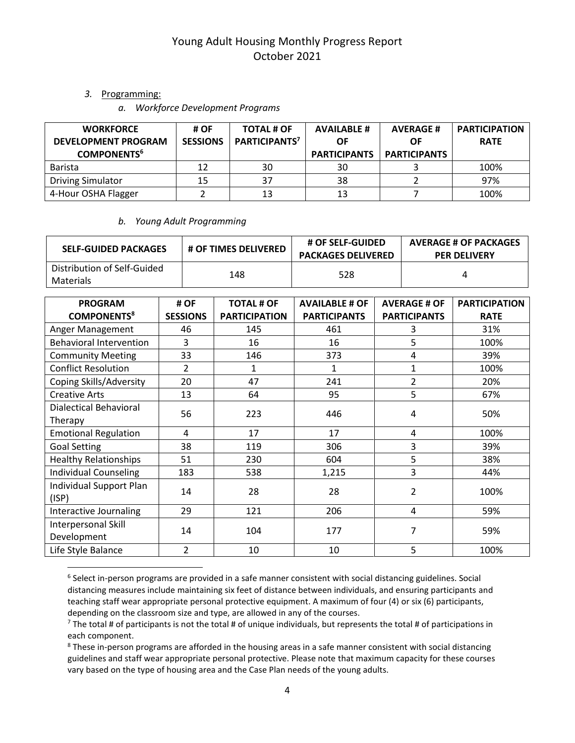3. Programming:

   a. *Workforce Development Programs*

| WORKFORCE DEVELOPMENT PROGRAM COMPONENTS[6] | # OF SESSIONS | TOTAL # OF PARTICIPANTS[7] | AVAILABLE # OF PARTICIPANTS | AVERAGE # OF PARTICIPANTS | PARTICIPATION RATE |
|---|---|---|---|---|---|
| Barista | 12 | 30 | 30 | 3 | 100% |
| Driving Simulator | 15 | 37 | 38 | 2 | 97% |
| 4-Hour OSHA Flagger | 2 | 13 | 13 | 7 | 100% |

   b. *Young Adult Programming*

| SELF-GUIDED PACKAGES | # OF TIMES DELIVERED | # OF SELF-GUIDED PACKAGES DELIVERED | AVERAGE # OF PACKAGES PER DELIVERY |
|---|---|---|---|
| Distribution of Self-Guided Materials | 148 | 528 | 4 |

| PROGRAM COMPONENTS[8] | # OF SESSIONS | TOTAL # OF PARTICIPATION | AVAILABLE # OF PARTICIPANTS | AVERAGE # OF PARTICIPANTS | PARTICIPATION RATE |
|---|---|---|---|---|---|
| Anger Management | 46 | 145 | 461 | 3 | 31% |
| Behavioral Intervention | 3 | 16 | 16 | 5 | 100% |
| Community Meeting | 33 | 146 | 373 | 4 | 39% |
| Conflict Resolution | 2 | 1 | 1 | 1 | 100% |
| Coping Skills/Adversity | 20 | 47 | 241 | 2 | 20% |
| Creative Arts | 13 | 64 | 95 | 5 | 67% |
| Dialectical Behavioral Therapy | 56 | 223 | 446 | 4 | 50% |
| Emotional Regulation | 4 | 17 | 17 | 4 | 100% |
| Goal Setting | 38 | 119 | 306 | 3 | 39% |
| Healthy Relationships | 51 | 230 | 604 | 5 | 38% |
| Individual Counseling | 183 | 538 | 1,215 | 3 | 44% |
| Individual Support Plan (ISP) | 14 | 28 | 28 | 2 | 100% |
| Interactive Journaling | 29 | 121 | 206 | 4 | 59% |
| Interpersonal Skill Development | 14 | 104 | 177 | 7 | 59% |
| Life Style Balance | 2 | 10 | 10 | 5 | 100% |

---

[6] Select in-person programs are provided in a safe manner consistent with social distancing guidelines. Social distancing measures include maintaining six feet of distance between individuals, and ensuring participants and teaching staff wear appropriate personal protective equipment. A maximum of four (4) or six (6) participants, depending on the classroom size and type, are allowed in any of the courses.

[7] The total # of participants is not the total # of unique individuals, but represents the total # of participations in each component.

[8] These in-person programs are afforded in the housing areas in a safe manner consistent with social distancing guidelines and staff wear appropriate personal protective. Please note that maximum capacity for these courses vary based on the type of housing area and the Case Plan needs of the young adults.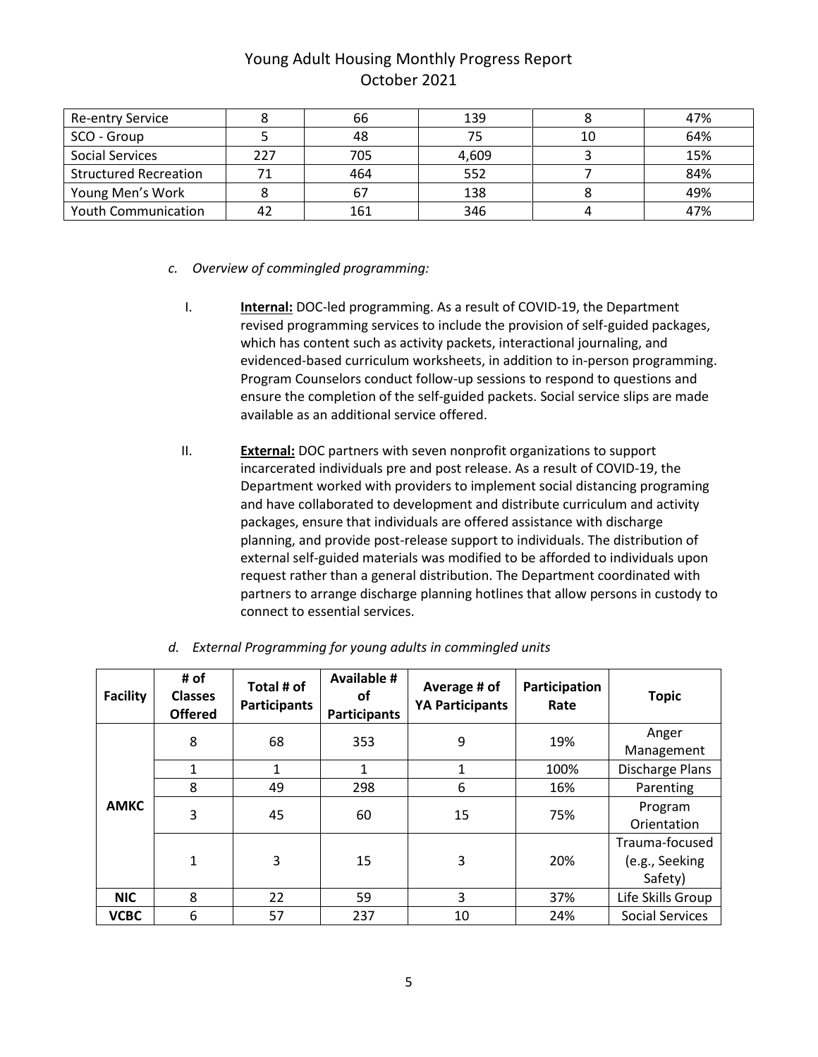# Young Adult Housing Monthly Progress Report
October 2021

| | | | | | |
|---|---|---|---|---|---|
| Re-entry Service | 8 | 66 | 139 | 8 | 47% |
| SCO - Group | 5 | 48 | 75 | 10 | 64% |
| Social Services | 227 | 705 | 4,609 | 3 | 15% |
| Structured Recreation | 71 | 464 | 552 | 7 | 84% |
| Young Men's Work | 8 | 67 | 138 | 8 | 49% |
| Youth Communication | 42 | 161 | 346 | 4 | 47% |

*c. Overview of commingled programming:*

I. **Internal:** DOC-led programming. As a result of COVID-19, the Department revised programming services to include the provision of self-guided packages, which has content such as activity packets, interactional journaling, and evidenced-based curriculum worksheets, in addition to in-person programming. Program Counselors conduct follow-up sessions to respond to questions and ensure the completion of the self-guided packets. Social service slips are made available as an additional service offered.

II. **External:** DOC partners with seven nonprofit organizations to support incarcerated individuals pre and post release. As a result of COVID-19, the Department worked with providers to implement social distancing programing and have collaborated to development and distribute curriculum and activity packages, ensure that individuals are offered assistance with discharge planning, and provide post-release support to individuals. The distribution of external self-guided materials was modified to be afforded to individuals upon request rather than a general distribution. The Department coordinated with partners to arrange discharge planning hotlines that allow persons in custody to connect to essential services.

*d. External Programming for young adults in commingled units*

| Facility | # of Classes Offered | Total # of Participants | Available # of Participants | Average # of YA Participants | Participation Rate | Topic |
|---|---|---|---|---|---|---|
| AMKC | 8 | 68 | 353 | 9 | 19% | Anger Management |
| | 1 | 1 | 1 | 1 | 100% | Discharge Plans |
| | 8 | 49 | 298 | 6 | 16% | Parenting |
| | 3 | 45 | 60 | 15 | 75% | Program Orientation |
| | 1 | 3 | 15 | 3 | 20% | Trauma-focused (e.g., Seeking Safety) |
| NIC | 8 | 22 | 59 | 3 | 37% | Life Skills Group |
| VCBC | 6 | 57 | 237 | 10 | 24% | Social Services |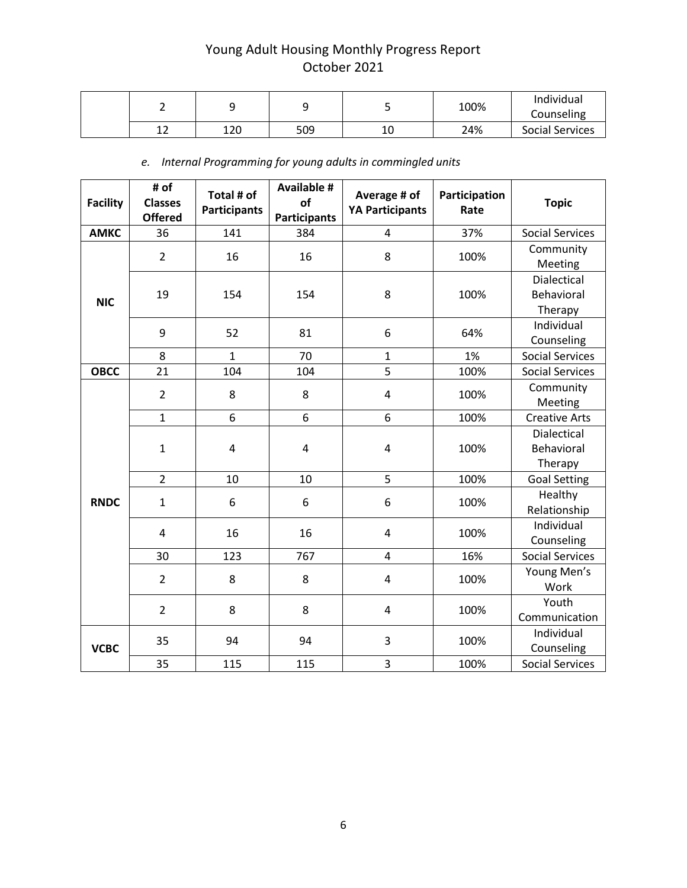| | 2 | 9 | 9 | 5 | 100% | Individual Counseling |
|---|---|---|---|---|---|---|
| | 12 | 120 | 509 | 10 | 24% | Social Services |

*e. Internal Programming for young adults in commingled units*

| Facility | # of Classes Offered | Total # of Participants | Available # of Participants | Average # of YA Participants | Participation Rate | Topic |
|---|---|---|---|---|---|---|
| **AMKC** | 36 | 141 | 384 | 4 | 37% | Social Services |
| **NIC** | 2 | 16 | 16 | 8 | 100% | Community Meeting |
| | 19 | 154 | 154 | 8 | 100% | Dialectical Behavioral Therapy |
| | 9 | 52 | 81 | 6 | 64% | Individual Counseling |
| | 8 | 1 | 70 | 1 | 1% | Social Services |
| **OBCC** | 21 | 104 | 104 | 5 | 100% | Social Services |
| **RNDC** | 2 | 8 | 8 | 4 | 100% | Community Meeting |
| | 1 | 6 | 6 | 6 | 100% | Creative Arts |
| | 1 | 4 | 4 | 4 | 100% | Dialectical Behavioral Therapy |
| | 2 | 10 | 10 | 5 | 100% | Goal Setting |
| | 1 | 6 | 6 | 6 | 100% | Healthy Relationship |
| | 4 | 16 | 16 | 4 | 100% | Individual Counseling |
| | 30 | 123 | 767 | 4 | 16% | Social Services |
| | 2 | 8 | 8 | 4 | 100% | Young Men's Work |
| | 2 | 8 | 8 | 4 | 100% | Youth Communication |
| **VCBC** | 35 | 94 | 94 | 3 | 100% | Individual Counseling |
| | 35 | 115 | 115 | 3 | 100% | Social Services |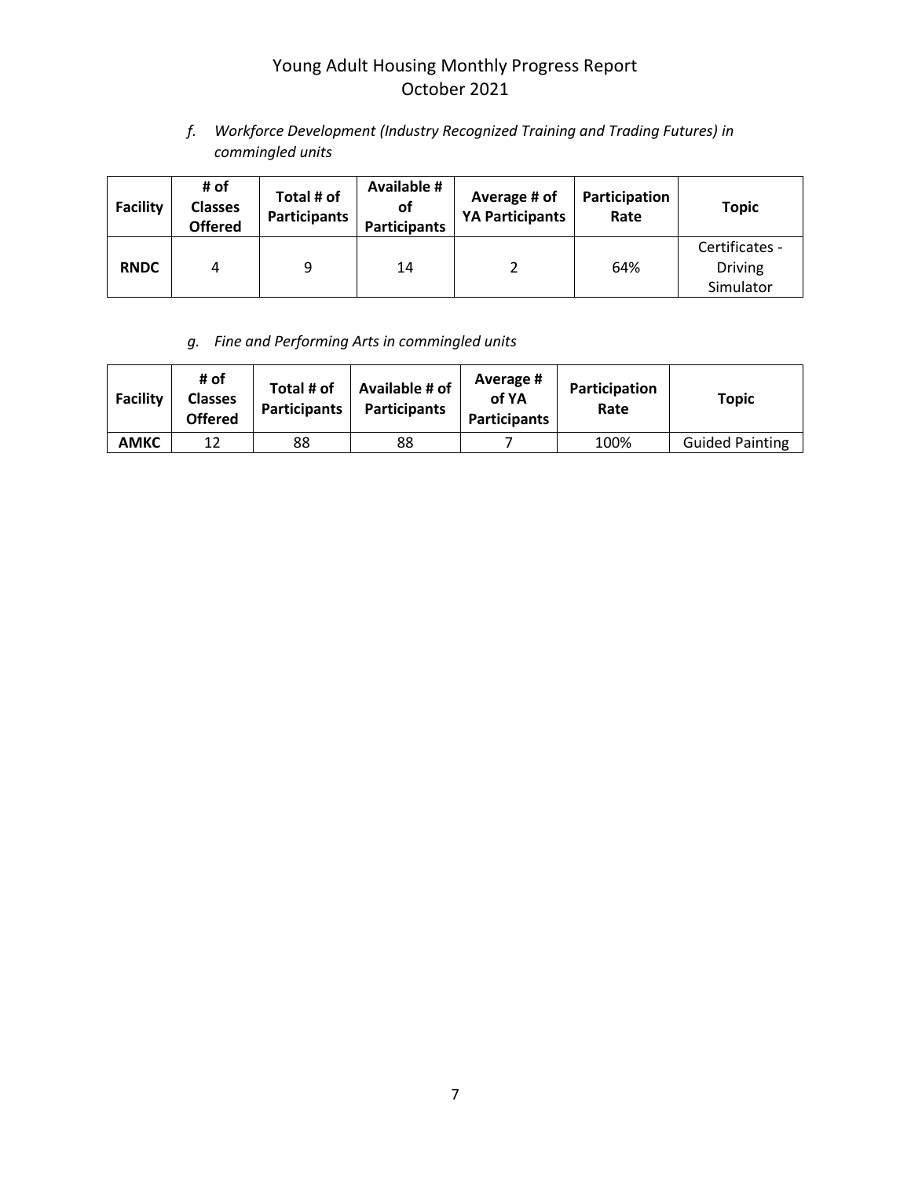# Young Adult Housing Monthly Progress Report
October 2021

*f. Workforce Development (Industry Recognized Training and Trading Futures) in commingled units*

| Facility | # of Classes Offered | Total # of Participants | Available # of Participants | Average # of YA Participants | Participation Rate | Topic |
|---|---|---|---|---|---|---|
| **RNDC** | 4 | 9 | 14 | 2 | 64% | Certificates - Driving Simulator |

*g. Fine and Performing Arts in commingled units*

| Facility | # of Classes Offered | Total # of Participants | Available # of Participants | Average # of YA Participants | Participation Rate | Topic |
|---|---|---|---|---|---|---|
| **AMKC** | 12 | 88 | 88 | 7 | 100% | Guided Painting |